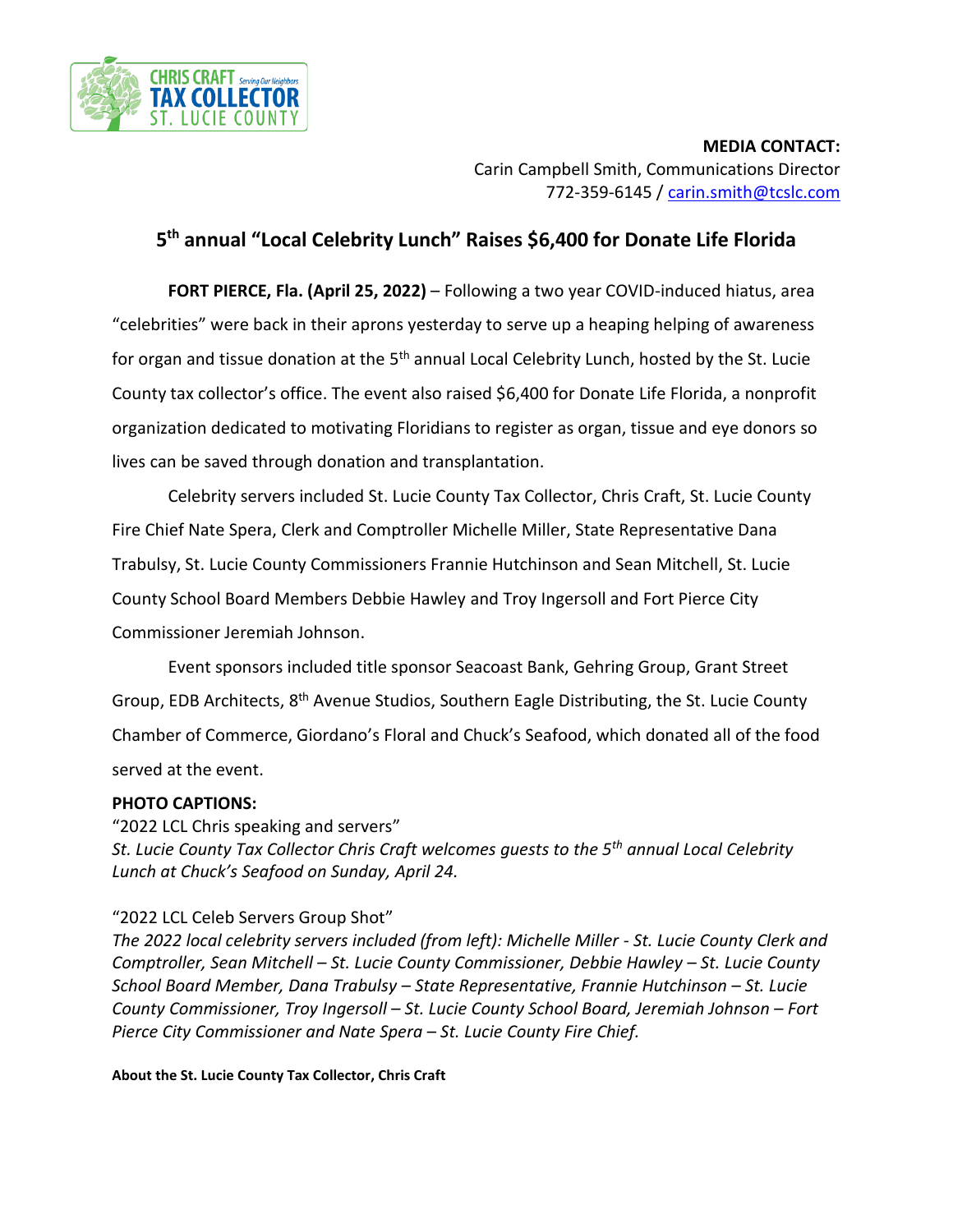CHRIS CRAFT *Serving Our Neighbors*
TAX COLLECTOR
ST. LUCIE COUNTY

**MEDIA CONTACT:**
Carin Campbell Smith, Communications Director
772-359-6145 / carin.smith@tcslc.com

## 5th annual "Local Celebrity Lunch" Raises $6,400 for Donate Life Florida

**FORT PIERCE, Fla. (April 25, 2022)** – Following a two year COVID-induced hiatus, area "celebrities" were back in their aprons yesterday to serve up a heaping helping of awareness for organ and tissue donation at the 5th annual Local Celebrity Lunch, hosted by the St. Lucie County tax collector's office. The event also raised $6,400 for Donate Life Florida, a nonprofit organization dedicated to motivating Floridians to register as organ, tissue and eye donors so lives can be saved through donation and transplantation.

Celebrity servers included St. Lucie County Tax Collector, Chris Craft, St. Lucie County Fire Chief Nate Spera, Clerk and Comptroller Michelle Miller, State Representative Dana Trabulsy, St. Lucie County Commissioners Frannie Hutchinson and Sean Mitchell, St. Lucie County School Board Members Debbie Hawley and Troy Ingersoll and Fort Pierce City Commissioner Jeremiah Johnson.

Event sponsors included title sponsor Seacoast Bank, Gehring Group, Grant Street Group, EDB Architects, 8th Avenue Studios, Southern Eagle Distributing, the St. Lucie County Chamber of Commerce, Giordano's Floral and Chuck's Seafood, which donated all of the food served at the event.

**PHOTO CAPTIONS:**

"2022 LCL Chris speaking and servers"
*St. Lucie County Tax Collector Chris Craft welcomes guests to the 5th annual Local Celebrity Lunch at Chuck's Seafood on Sunday, April 24.*

"2022 LCL Celeb Servers Group Shot"
*The 2022 local celebrity servers included (from left): Michelle Miller - St. Lucie County Clerk and Comptroller, Sean Mitchell – St. Lucie County Commissioner, Debbie Hawley – St. Lucie County School Board Member, Dana Trabulsy – State Representative, Frannie Hutchinson – St. Lucie County Commissioner, Troy Ingersoll – St. Lucie County School Board, Jeremiah Johnson – Fort Pierce City Commissioner and Nate Spera – St. Lucie County Fire Chief.*

**About the St. Lucie County Tax Collector, Chris Craft**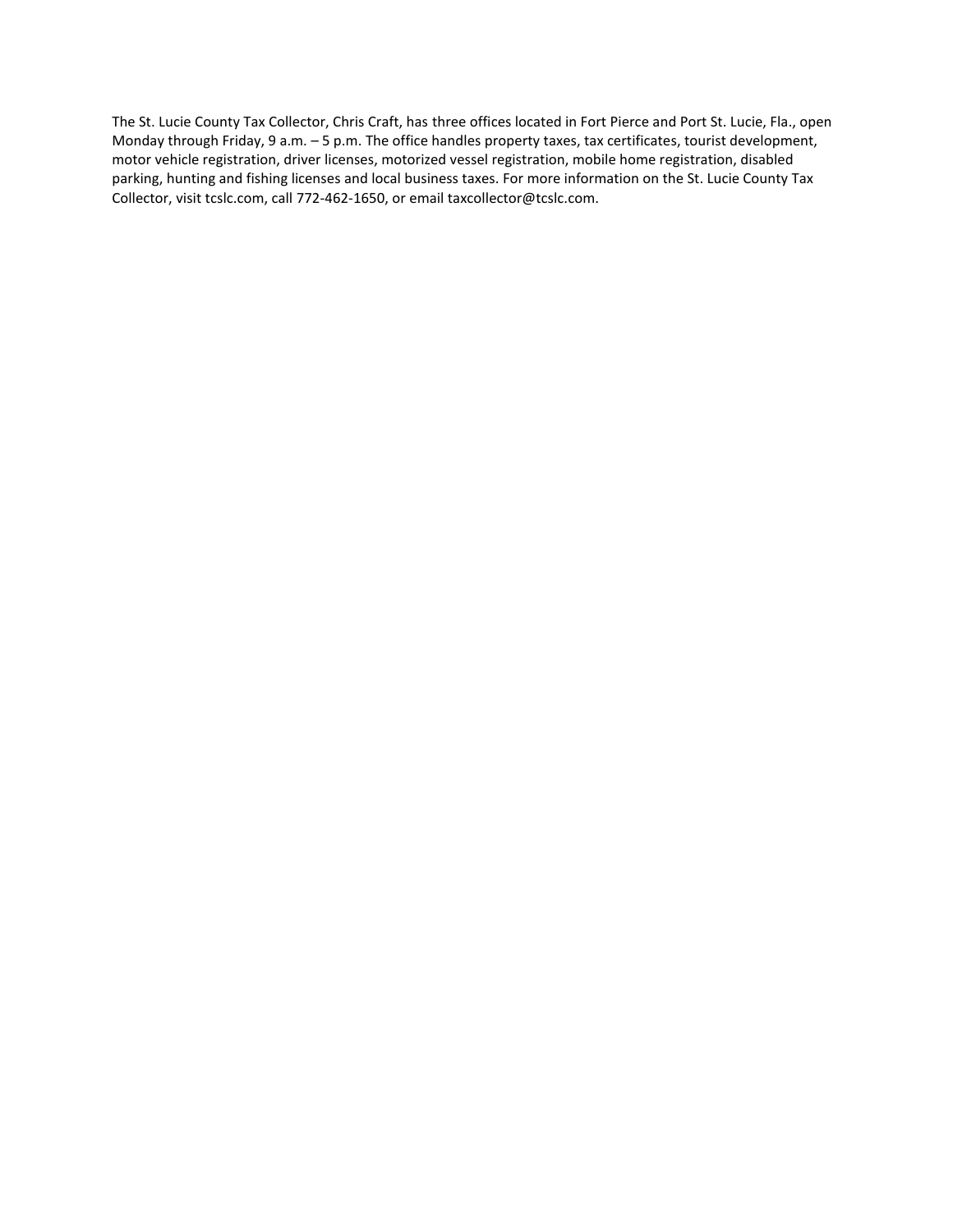The St. Lucie County Tax Collector, Chris Craft, has three offices located in Fort Pierce and Port St. Lucie, Fla., open Monday through Friday, 9 a.m. – 5 p.m. The office handles property taxes, tax certificates, tourist development, motor vehicle registration, driver licenses, motorized vessel registration, mobile home registration, disabled parking, hunting and fishing licenses and local business taxes. For more information on the St. Lucie County Tax Collector, visit tcslc.com, call 772-462-1650, or email taxcollector@tcslc.com.